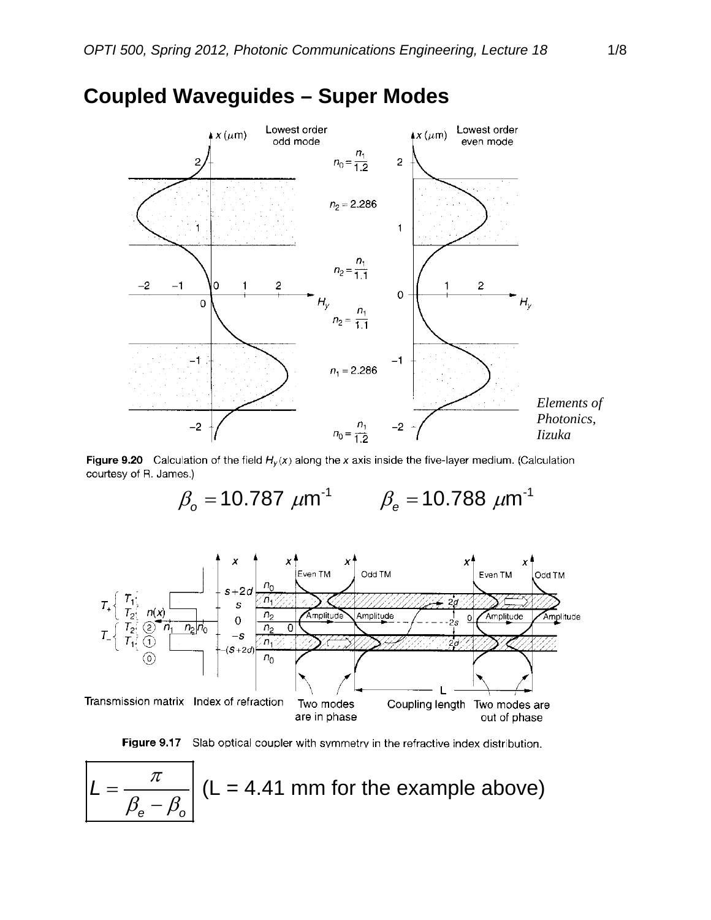# Coupled Waveguides – Super Modes

Elements of Photonics, Iizuka

**Figure 9.20** Calculation of the field $H_y(x)$ along the $x$ axis inside the five-layer medium. (Calculation courtesy of R. James.)

$$\beta_o = 10.787\ \mu\text{m}^{-1} \qquad \beta_e = 10.788\ \mu\text{m}^{-1}$$

**Figure 9.17** Slab optical coupler with symmetry in the refractive index distribution.

$$L = \frac{\pi}{\beta_e - \beta_o}$$

(L = 4.41 mm for the example above)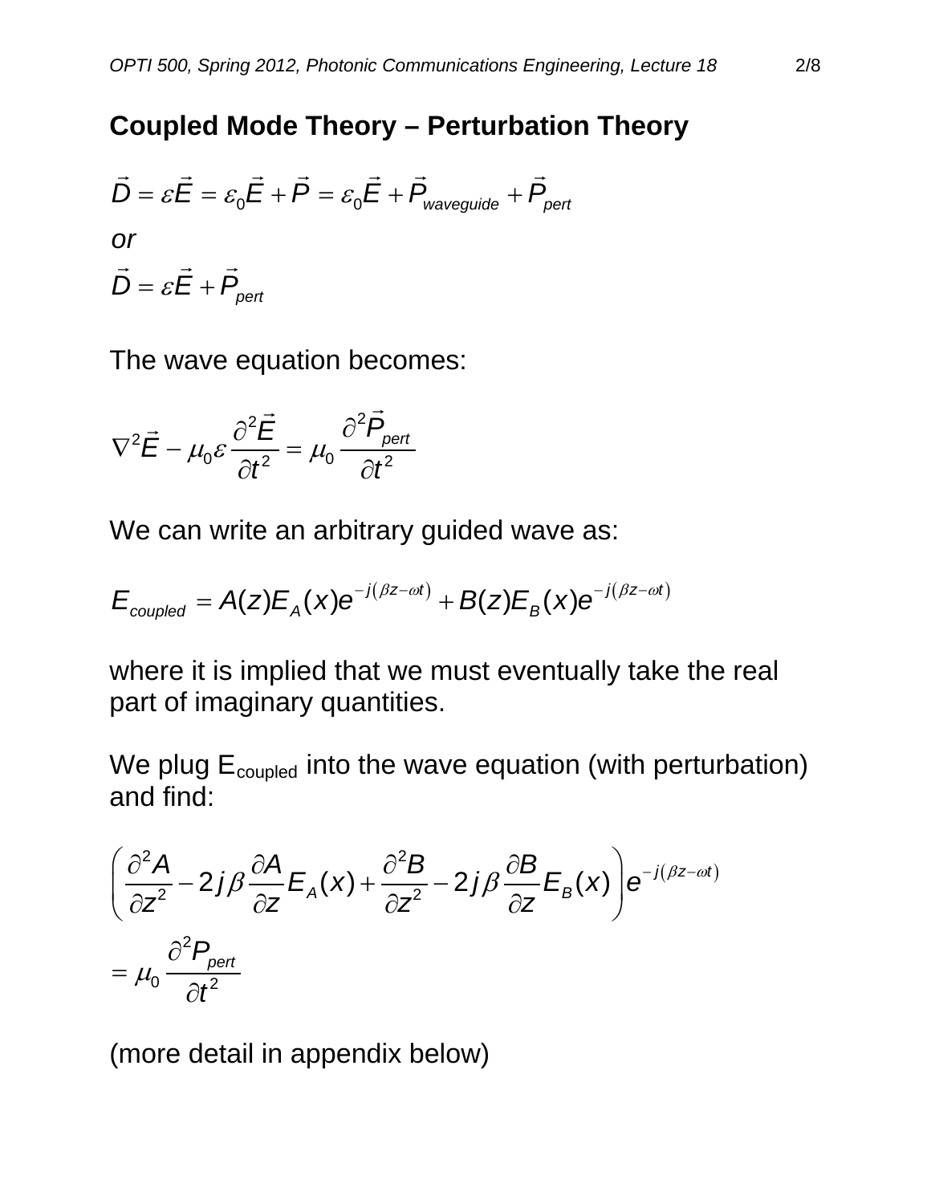## Coupled Mode Theory – Perturbation Theory

$$\vec{D} = \varepsilon \vec{E} = \varepsilon_0 \vec{E} + \vec{P} = \varepsilon_0 \vec{E} + \vec{P}_{waveguide} + \vec{P}_{pert}$$

*or*

$$\vec{D} = \varepsilon \vec{E} + \vec{P}_{pert}$$

The wave equation becomes:

$$\nabla^2 \vec{E} - \mu_0 \varepsilon \frac{\partial^2 \vec{E}}{\partial t^2} = \mu_0 \frac{\partial^2 \vec{P}_{pert}}{\partial t^2}$$

We can write an arbitrary guided wave as:

$$E_{coupled} = A(z) E_A(x) e^{-j(\beta z - \omega t)} + B(z) E_B(x) e^{-j(\beta z - \omega t)}$$

where it is implied that we must eventually take the real part of imaginary quantities.

We plug $E_{coupled}$ into the wave equation (with perturbation) and find:

$$\left( \frac{\partial^2 A}{\partial z^2} - 2j\beta \frac{\partial A}{\partial z} E_A(x) + \frac{\partial^2 B}{\partial z^2} - 2j\beta \frac{\partial B}{\partial z} E_B(x) \right) e^{-j(\beta z - \omega t)}$$

$$= \mu_0 \frac{\partial^2 P_{pert}}{\partial t^2}$$

(more detail in appendix below)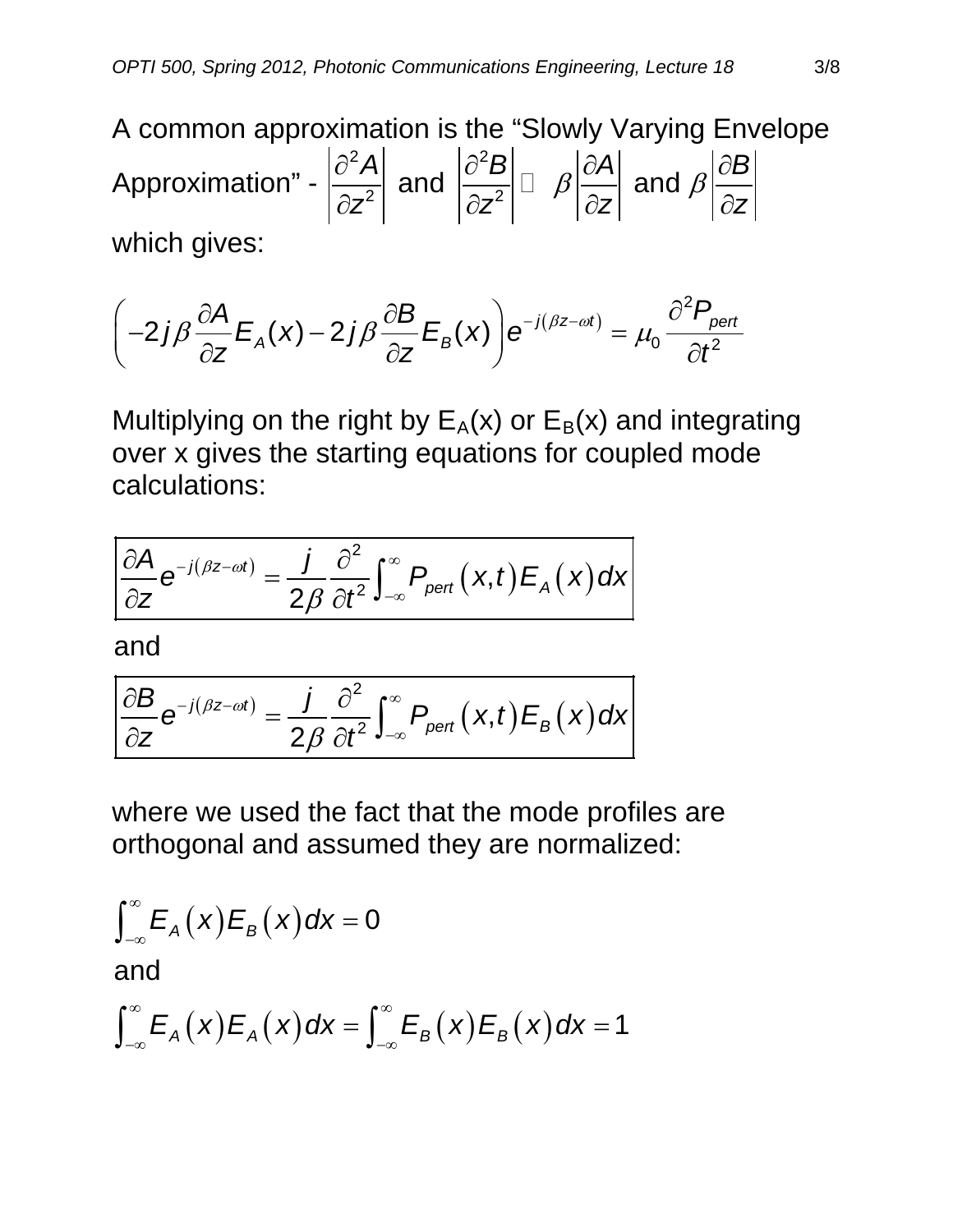A common approximation is the "Slowly Varying Envelope Approximation" - $\left|\frac{\partial^2 A}{\partial z^2}\right|$ and $\left|\frac{\partial^2 B}{\partial z^2}\right| \ll \beta\left|\frac{\partial A}{\partial z}\right|$ and $\beta\left|\frac{\partial B}{\partial z}\right|$

which gives:

$$\left(-2j\beta\frac{\partial A}{\partial z}E_A(x) - 2j\beta\frac{\partial B}{\partial z}E_B(x)\right)e^{-j(\beta z-\omega t)} = \mu_0\frac{\partial^2 P_{pert}}{\partial t^2}$$

Multiplying on the right by $E_A(x)$ or $E_B(x)$ and integrating over x gives the starting equations for coupled mode calculations:

$$\boxed{\frac{\partial A}{\partial z}e^{-j(\beta z-\omega t)} = \frac{j}{2\beta}\frac{\partial^2}{\partial t^2}\int_{-\infty}^{\infty}P_{pert}\left(x,t\right)E_A\left(x\right)dx}$$

and

$$\boxed{\frac{\partial B}{\partial z}e^{-j(\beta z-\omega t)} = \frac{j}{2\beta}\frac{\partial^2}{\partial t^2}\int_{-\infty}^{\infty}P_{pert}\left(x,t\right)E_B\left(x\right)dx}$$

where we used the fact that the mode profiles are orthogonal and assumed they are normalized:

$$\int_{-\infty}^{\infty}E_A\left(x\right)E_B\left(x\right)dx = 0$$

and

$$\int_{-\infty}^{\infty}E_A\left(x\right)E_A\left(x\right)dx = \int_{-\infty}^{\infty}E_B\left(x\right)E_B\left(x\right)dx = 1$$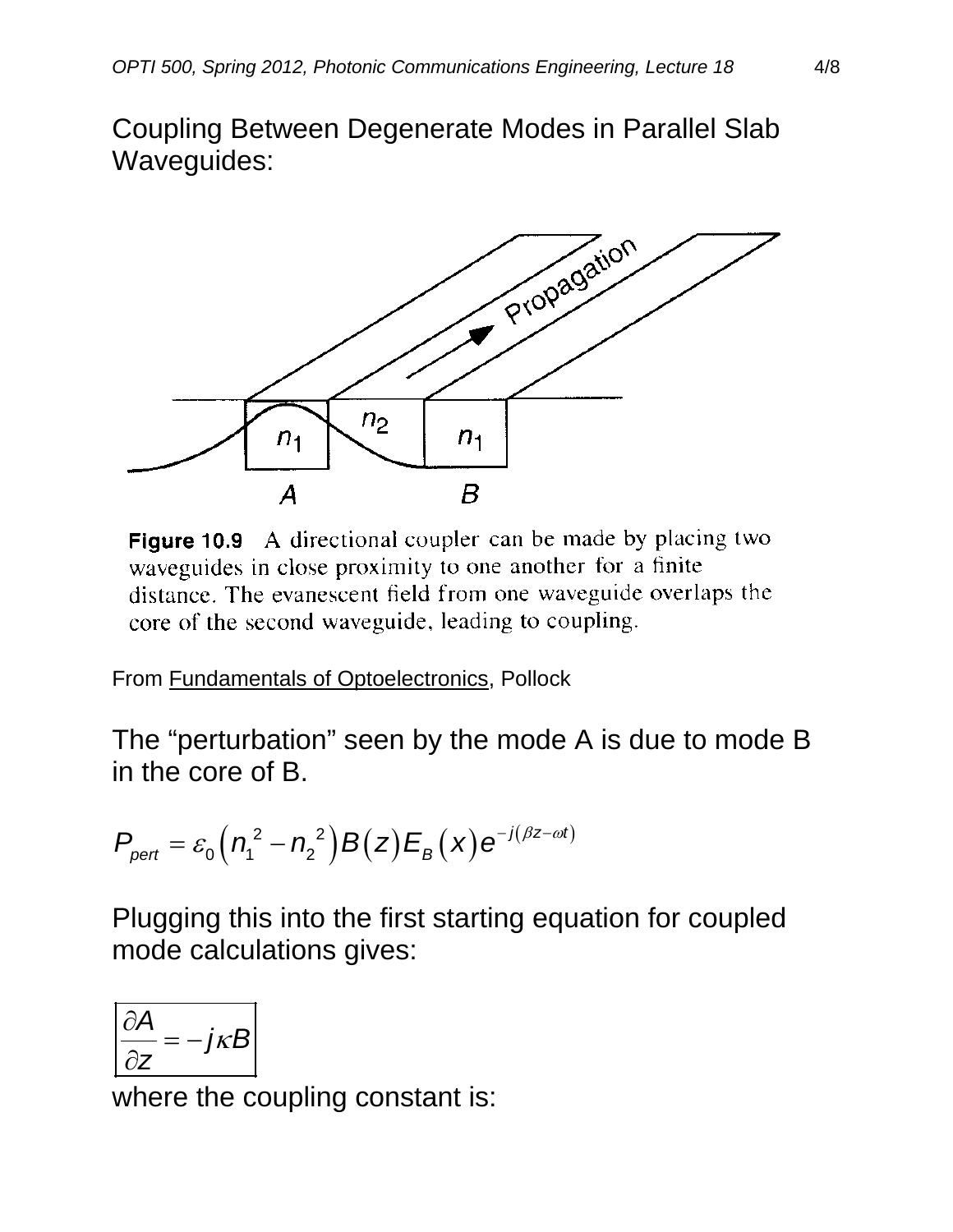## Coupling Between Degenerate Modes in Parallel Slab Waveguides:

**Figure 10.9** A directional coupler can be made by placing two waveguides in close proximity to one another for a finite distance. The evanescent field from one waveguide overlaps the core of the second waveguide, leading to coupling.

From Fundamentals of Optoelectronics, Pollock

The "perturbation" seen by the mode A is due to mode B in the core of B.

$$P_{pert} = \varepsilon_0 \left( n_1^{\,2} - n_2^{\,2} \right) B(z) E_B(x) e^{-j(\beta z - \omega t)}$$

Plugging this into the first starting equation for coupled mode calculations gives:

$$\boxed{\frac{\partial A}{\partial z} = -j\kappa B}$$

where the coupling constant is: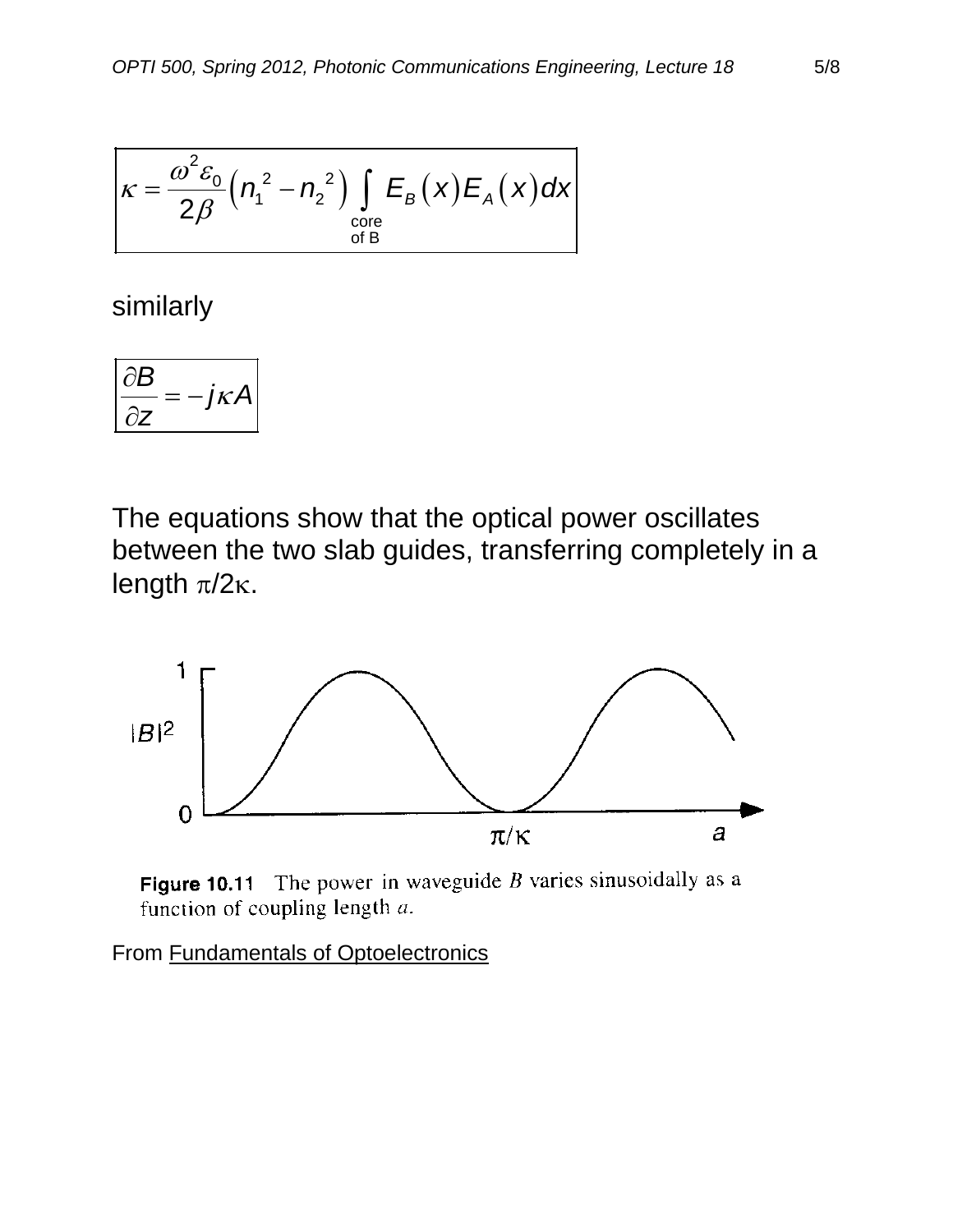$$\kappa = \frac{\omega^2 \varepsilon_0}{2\beta}\left(n_1^{\,2} - n_2^{\,2}\right) \int_{\substack{\text{core}\\ \text{of B}}} E_B(x) E_A(x)\, dx$$

similarly

$$\frac{\partial B}{\partial z} = -j\kappa A$$

The equations show that the optical power oscillates between the two slab guides, transferring completely in a length $\pi/2\kappa$.

Figure 10.11 The power in waveguide $B$ varies sinusoidally as a function of coupling length $a$.

From Fundamentals of Optoelectronics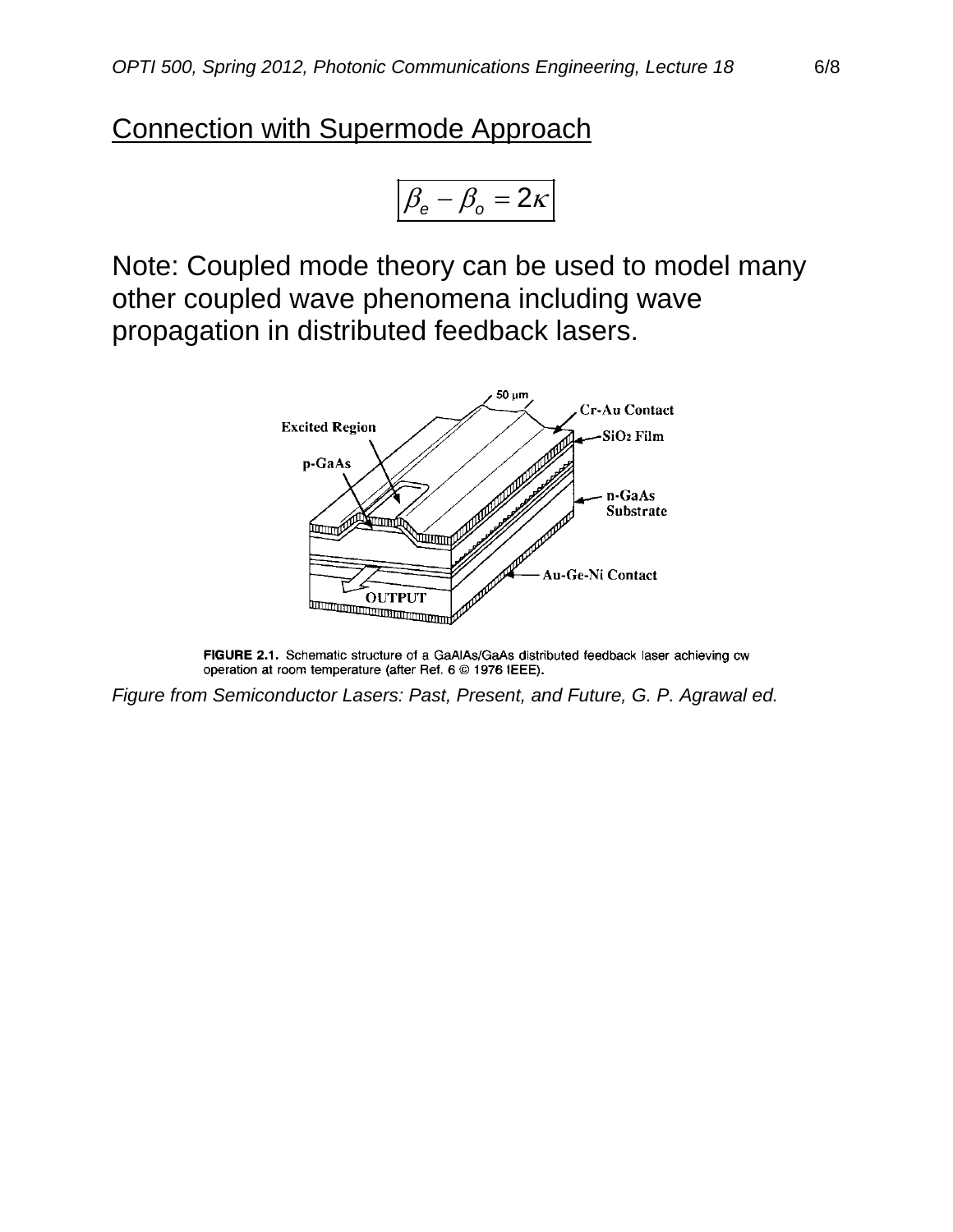## Connection with Supermode Approach

$$\beta_e - \beta_o = 2\kappa$$

Note: Coupled mode theory can be used to model many other coupled wave phenomena including wave propagation in distributed feedback lasers.

**FIGURE 2.1.** Schematic structure of a GaAlAs/GaAs distributed feedback laser achieving cw operation at room temperature (after Ref. 6 © 1976 IEEE).

*Figure from Semiconductor Lasers: Past, Present, and Future, G. P. Agrawal ed.*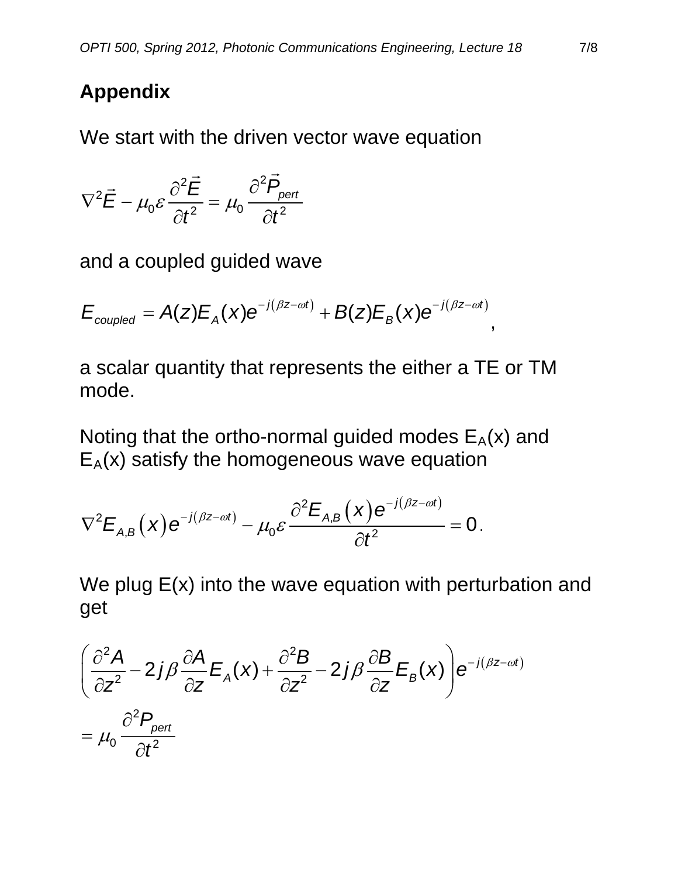## Appendix

We start with the driven vector wave equation

$$\nabla^2 \vec{E} - \mu_0 \varepsilon \frac{\partial^2 \vec{E}}{\partial t^2} = \mu_0 \frac{\partial^2 \vec{P}_{pert}}{\partial t^2}$$

and a coupled guided wave

$$E_{coupled} = A(z) E_A(x) e^{-j(\beta z - \omega t)} + B(z) E_B(x) e^{-j(\beta z - \omega t)},$$

a scalar quantity that represents the either a TE or TM mode.

Noting that the ortho-normal guided modes $E_A(x)$ and $E_A(x)$ satisfy the homogeneous wave equation

$$\nabla^2 E_{A,B}(x) e^{-j(\beta z - \omega t)} - \mu_0 \varepsilon \frac{\partial^2 E_{A,B}(x) e^{-j(\beta z - \omega t)}}{\partial t^2} = 0.$$

We plug E(x) into the wave equation with perturbation and get

$$\left( \frac{\partial^2 A}{\partial z^2} - 2j\beta \frac{\partial A}{\partial z} E_A(x) + \frac{\partial^2 B}{\partial z^2} - 2j\beta \frac{\partial B}{\partial z} E_B(x) \right) e^{-j(\beta z - \omega t)}$$

$$= \mu_0 \frac{\partial^2 P_{pert}}{\partial t^2}$$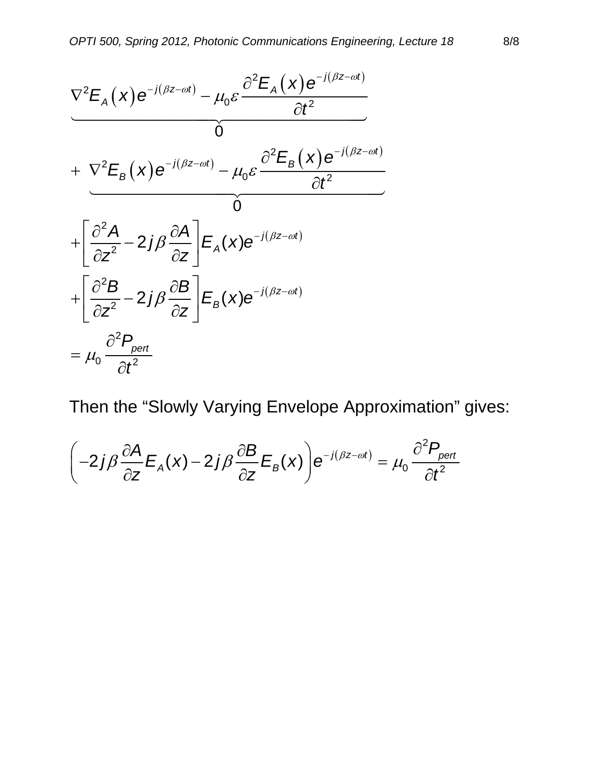$$
\underbrace{\nabla^2 E_A(x) e^{-j(\beta z-\omega t)} - \mu_0 \varepsilon \frac{\partial^2 E_A(x) e^{-j(\beta z-\omega t)}}{\partial t^2}}_{0}
$$

$$
+ \underbrace{\nabla^2 E_B(x) e^{-j(\beta z-\omega t)} - \mu_0 \varepsilon \frac{\partial^2 E_B(x) e^{-j(\beta z-\omega t)}}{\partial t^2}}_{0}
$$

$$
+\left[\frac{\partial^2 A}{\partial z^2} - 2j\beta \frac{\partial A}{\partial z}\right] E_A(x) e^{-j(\beta z-\omega t)}
$$

$$
+\left[\frac{\partial^2 B}{\partial z^2} - 2j\beta \frac{\partial B}{\partial z}\right] E_B(x) e^{-j(\beta z-\omega t)}
$$

$$
= \mu_0 \frac{\partial^2 P_{pert}}{\partial t^2}
$$

Then the "Slowly Varying Envelope Approximation" gives:

$$
\left(-2j\beta \frac{\partial A}{\partial z} E_A(x) - 2j\beta \frac{\partial B}{\partial z} E_B(x)\right) e^{-j(\beta z-\omega t)} = \mu_0 \frac{\partial^2 P_{pert}}{\partial t^2}
$$